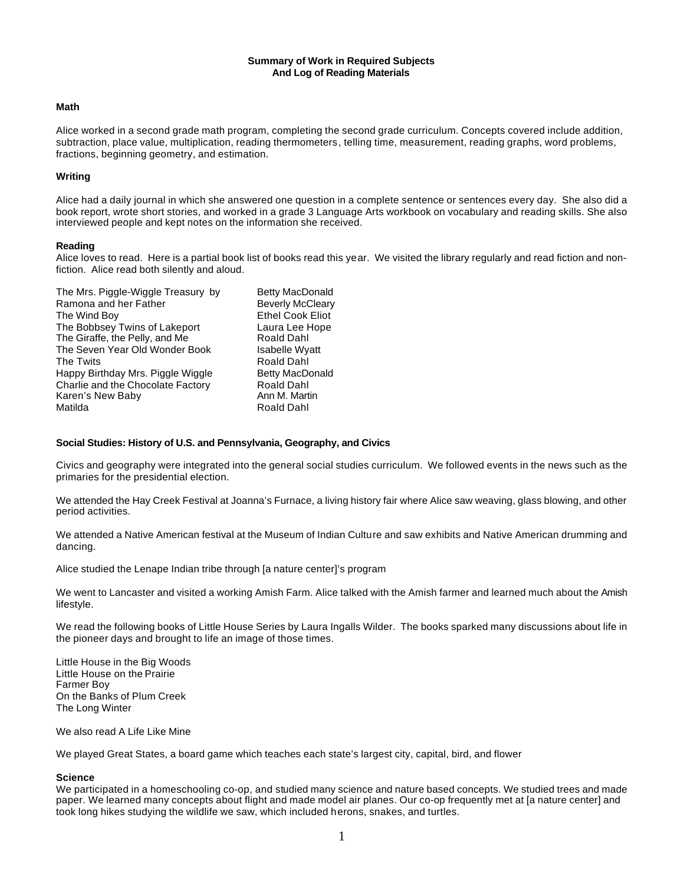**Summary of Work in Required Subjects**
**And Log of Reading Materials**

### Math

Alice worked in a second grade math program, completing the second grade curriculum. Concepts covered include addition, subtraction, place value, multiplication, reading thermometers, telling time, measurement, reading graphs, word problems, fractions, beginning geometry, and estimation.

### Writing

Alice had a daily journal in which she answered one question in a complete sentence or sentences every day. She also did a book report, wrote short stories, and worked in a grade 3 Language Arts workbook on vocabulary and reading skills. She also interviewed people and kept notes on the information she received.

### Reading

Alice loves to read. Here is a partial book list of books read this year. We visited the library regularly and read fiction and non-fiction. Alice read both silently and aloud.

| | |
|---|---|
| The Mrs. Piggle-Wiggle Treasury by | Betty MacDonald |
| Ramona and her Father | Beverly McCleary |
| The Wind Boy | Ethel Cook Eliot |
| The Bobbsey Twins of Lakeport | Laura Lee Hope |
| The Giraffe, the Pelly, and Me | Roald Dahl |
| The Seven Year Old Wonder Book | Isabelle Wyatt |
| The Twits | Roald Dahl |
| Happy Birthday Mrs. Piggle Wiggle | Betty MacDonald |
| Charlie and the Chocolate Factory | Roald Dahl |
| Karen's New Baby | Ann M. Martin |
| Matilda | Roald Dahl |

### Social Studies: History of U.S. and Pennsylvania, Geography, and Civics

Civics and geography were integrated into the general social studies curriculum. We followed events in the news such as the primaries for the presidential election.

We attended the Hay Creek Festival at Joanna's Furnace, a living history fair where Alice saw weaving, glass blowing, and other period activities.

We attended a Native American festival at the Museum of Indian Culture and saw exhibits and Native American drumming and dancing.

Alice studied the Lenape Indian tribe through [a nature center]'s program

We went to Lancaster and visited a working Amish Farm. Alice talked with the Amish farmer and learned much about the Amish lifestyle.

We read the following books of Little House Series by Laura Ingalls Wilder. The books sparked many discussions about life in the pioneer days and brought to life an image of those times.

Little House in the Big Woods
Little House on the Prairie
Farmer Boy
On the Banks of Plum Creek
The Long Winter

We also read A Life Like Mine

We played Great States, a board game which teaches each state's largest city, capital, bird, and flower

### Science

We participated in a homeschooling co-op, and studied many science and nature based concepts. We studied trees and made paper. We learned many concepts about flight and made model air planes. Our co-op frequently met at [a nature center] and took long hikes studying the wildlife we saw, which included herons, snakes, and turtles.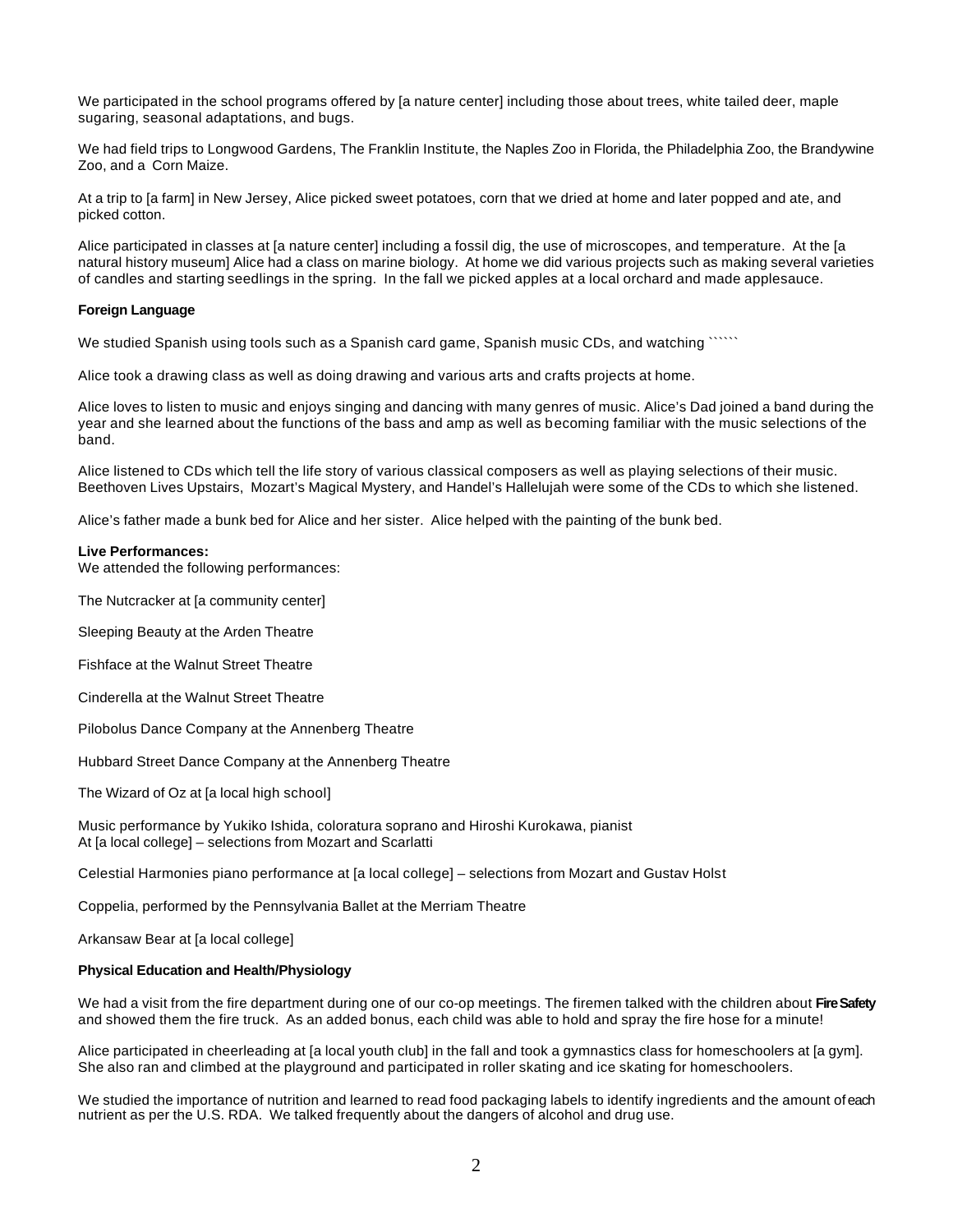We participated in the school programs offered by [a nature center] including those about trees, white tailed deer, maple sugaring, seasonal adaptations, and bugs.

We had field trips to Longwood Gardens, The Franklin Institute, the Naples Zoo in Florida, the Philadelphia Zoo, the Brandywine Zoo, and a Corn Maize.

At a trip to [a farm] in New Jersey, Alice picked sweet potatoes, corn that we dried at home and later popped and ate, and picked cotton.

Alice participated in classes at [a nature center] including a fossil dig, the use of microscopes, and temperature. At the [a natural history museum] Alice had a class on marine biology. At home we did various projects such as making several varieties of candles and starting seedlings in the spring. In the fall we picked apples at a local orchard and made applesauce.

**Foreign Language**

We studied Spanish using tools such as a Spanish card game, Spanish music CDs, and watching ``````

Alice took a drawing class as well as doing drawing and various arts and crafts projects at home.

Alice loves to listen to music and enjoys singing and dancing with many genres of music. Alice's Dad joined a band during the year and she learned about the functions of the bass and amp as well as becoming familiar with the music selections of the band.

Alice listened to CDs which tell the life story of various classical composers as well as playing selections of their music. Beethoven Lives Upstairs, Mozart's Magical Mystery, and Handel's Hallelujah were some of the CDs to which she listened.

Alice's father made a bunk bed for Alice and her sister. Alice helped with the painting of the bunk bed.

**Live Performances:**

We attended the following performances:

The Nutcracker at [a community center]

Sleeping Beauty at the Arden Theatre

Fishface at the Walnut Street Theatre

Cinderella at the Walnut Street Theatre

Pilobolus Dance Company at the Annenberg Theatre

Hubbard Street Dance Company at the Annenberg Theatre

The Wizard of Oz at [a local high school]

Music performance by Yukiko Ishida, coloratura soprano and Hiroshi Kurokawa, pianist
At [a local college] – selections from Mozart and Scarlatti

Celestial Harmonies piano performance at [a local college] – selections from Mozart and Gustav Holst

Coppelia, performed by the Pennsylvania Ballet at the Merriam Theatre

Arkansaw Bear at [a local college]

**Physical Education and Health/Physiology**

We had a visit from the fire department during one of our co-op meetings. The firemen talked with the children about **Fire Safety** and showed them the fire truck. As an added bonus, each child was able to hold and spray the fire hose for a minute!

Alice participated in cheerleading at [a local youth club] in the fall and took a gymnastics class for homeschoolers at [a gym]. She also ran and climbed at the playground and participated in roller skating and ice skating for homeschoolers.

We studied the importance of nutrition and learned to read food packaging labels to identify ingredients and the amount of each nutrient as per the U.S. RDA. We talked frequently about the dangers of alcohol and drug use.